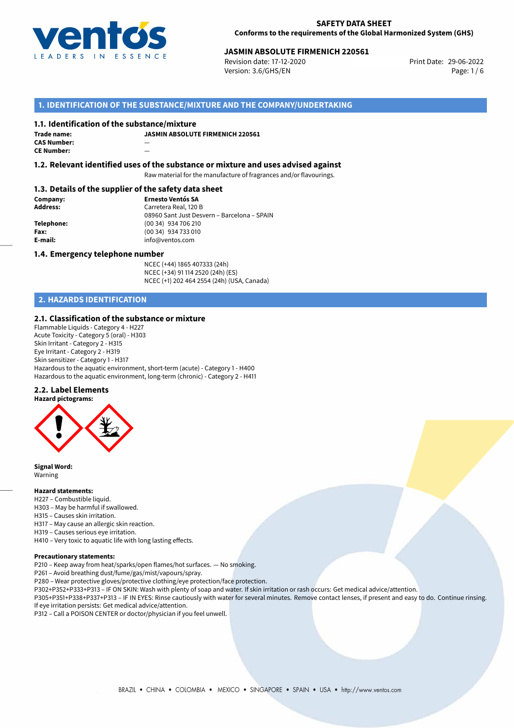# SAFETY DATA SHEET

**Conforms to the requirements of the Global Harmonized System (GHS)**

**JASMIN ABSOLUTE FIRMENICH 220561**

Revision date: 17-12-2020
Version: 3.6/GHS/EN
Print Date: 29-06-2022

## 1. IDENTIFICATION OF THE SUBSTANCE/MIXTURE AND THE COMPANY/UNDERTAKING

### 1.1. Identification of the substance/mixture

**Trade name:** JASMIN ABSOLUTE FIRMENICH 220561
**CAS Number:** —
**CE Number:** —

### 1.2. Relevant identified uses of the substance or mixture and uses advised against

Raw material for the manufacture of fragrances and/or flavourings.

### 1.3. Details of the supplier of the safety data sheet

**Company:** Ernesto Ventós SA
**Address:** Carretera Real, 120 B
08960 Sant Just Desvern – Barcelona – SPAIN
**Telephone:** (00 34) 934 706 210
**Fax:** (00 34) 934 733 010
**E-mail:** info@ventos.com

### 1.4. Emergency telephone number

NCEC (+44) 1865 407333 (24h)
NCEC (+34) 91 114 2520 (24h) (ES)
NCEC (+1) 202 464 2554 (24h) (USA, Canada)

## 2. HAZARDS IDENTIFICATION

### 2.1. Classification of the substance or mixture

Flammable Liquids - Category 4 - H227
Acute Toxicity - Category 5 (oral) - H303
Skin Irritant - Category 2 - H315
Eye Irritant - Category 2 - H319
Skin sensitizer - Category 1 - H317
Hazardous to the aquatic environment, short-term (acute) - Category 1 - H400
Hazardous to the aquatic environment, long-term (chronic) - Category 2 - H411

### 2.2. Label Elements

**Hazard pictograms:**

**Signal Word:**
Warning

**Hazard statements:**

H227 – Combustible liquid.
H303 – May be harmful if swallowed.
H315 – Causes skin irritation.
H317 – May cause an allergic skin reaction.
H319 – Causes serious eye irritation.
H410 – Very toxic to aquatic life with long lasting effects.

**Precautionary statements:**

P210 – Keep away from heat/sparks/open flames/hot surfaces. — No smoking.
P261 – Avoid breathing dust/fume/gas/mist/vapours/spray.
P280 – Wear protective gloves/protective clothing/eye protection/face protection.
P302+P352+P333+P313 – IF ON SKIN: Wash with plenty of soap and water. If skin irritation or rash occurs: Get medical advice/attention.
P305+P351+P338+P337+P313 – IF IN EYES: Rinse cautiously with water for several minutes. Remove contact lenses, if present and easy to do. Continue rinsing. If eye irritation persists: Get medical advice/attention.
P312 – Call a POISON CENTER or doctor/physician if you feel unwell.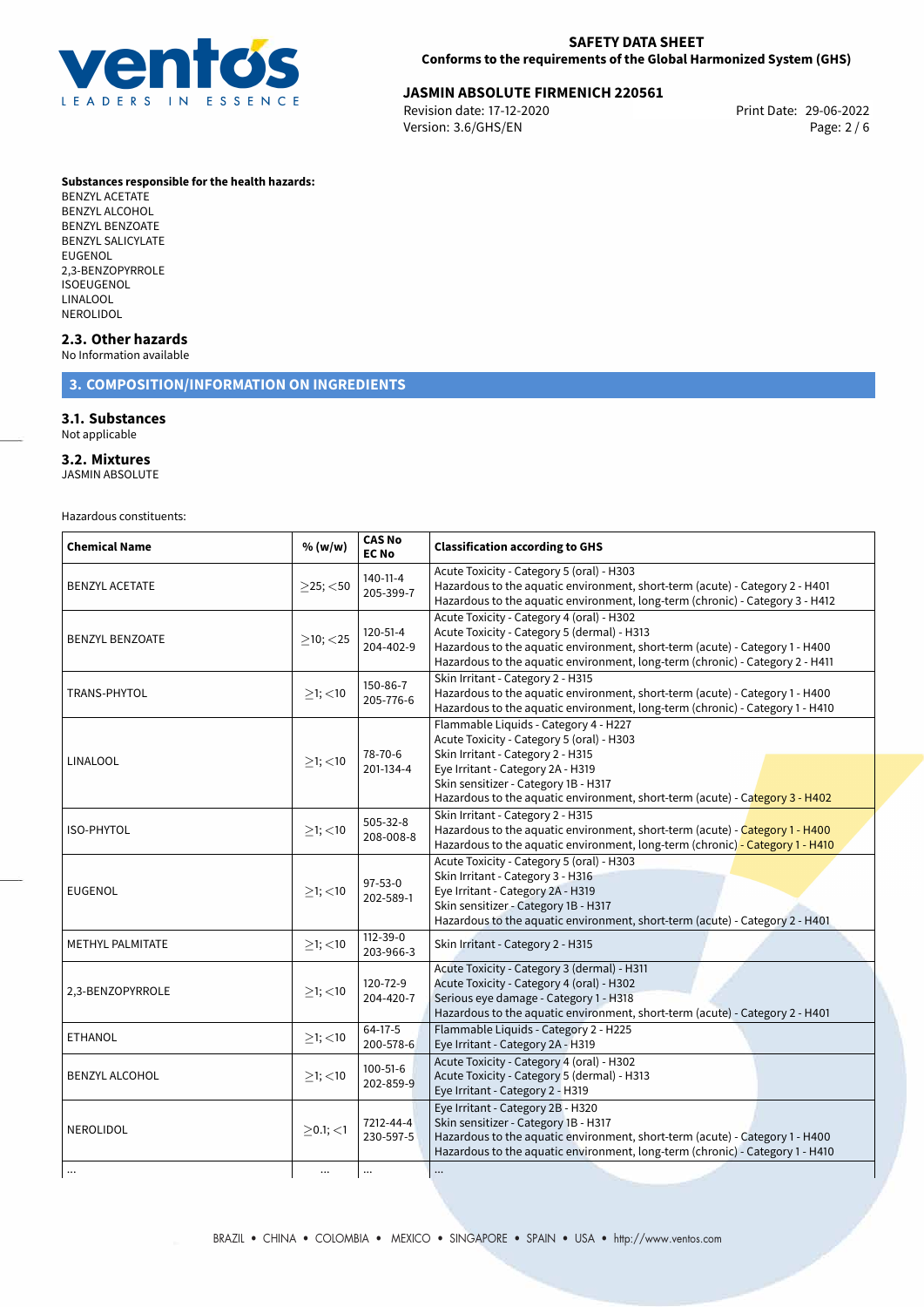**Substances responsible for the health hazards:**
BENZYL ACETATE
BENZYL ALCOHOL
BENZYL BENZOATE
BENZYL SALICYLATE
EUGENOL
2,3-BENZOPYRROLE
ISOEUGENOL
LINALOOL
NEROLIDOL

### 2.3. Other hazards

No Information available

## 3. COMPOSITION/INFORMATION ON INGREDIENTS

### 3.1. Substances

Not applicable

### 3.2. Mixtures

JASMIN ABSOLUTE

Hazardous constituents:

| Chemical Name | % (w/w) | CAS No EC No | Classification according to GHS |
|---|---|---|---|
| BENZYL ACETATE | ≥25; <50 | 140-11-4 205-399-7 | Acute Toxicity - Category 5 (oral) - H303<br>Hazardous to the aquatic environment, short-term (acute) - Category 2 - H401<br>Hazardous to the aquatic environment, long-term (chronic) - Category 3 - H412 |
| BENZYL BENZOATE | ≥10; <25 | 120-51-4 204-402-9 | Acute Toxicity - Category 4 (oral) - H302<br>Acute Toxicity - Category 5 (dermal) - H313<br>Hazardous to the aquatic environment, short-term (acute) - Category 1 - H400<br>Hazardous to the aquatic environment, long-term (chronic) - Category 2 - H411 |
| TRANS-PHYTOL | ≥1; <10 | 150-86-7 205-776-6 | Skin Irritant - Category 2 - H315<br>Hazardous to the aquatic environment, short-term (acute) - Category 1 - H400<br>Hazardous to the aquatic environment, long-term (chronic) - Category 1 - H410 |
| LINALOOL | ≥1; <10 | 78-70-6 201-134-4 | Flammable Liquids - Category 4 - H227<br>Acute Toxicity - Category 5 (oral) - H303<br>Skin Irritant - Category 2 - H315<br>Eye Irritant - Category 2A - H319<br>Skin sensitizer - Category 1B - H317<br>Hazardous to the aquatic environment, short-term (acute) - Category 3 - H402 |
| ISO-PHYTOL | ≥1; <10 | 505-32-8 208-008-8 | Skin Irritant - Category 2 - H315<br>Hazardous to the aquatic environment, short-term (acute) - Category 1 - H400<br>Hazardous to the aquatic environment, long-term (chronic) - Category 1 - H410 |
| EUGENOL | ≥1; <10 | 97-53-0 202-589-1 | Acute Toxicity - Category 5 (oral) - H303<br>Skin Irritant - Category 3 - H316<br>Eye Irritant - Category 2A - H319<br>Skin sensitizer - Category 1B - H317<br>Hazardous to the aquatic environment, short-term (acute) - Category 2 - H401 |
| METHYL PALMITATE | ≥1; <10 | 112-39-0 203-966-3 | Skin Irritant - Category 2 - H315 |
| 2,3-BENZOPYRROLE | ≥1; <10 | 120-72-9 204-420-7 | Acute Toxicity - Category 3 (dermal) - H311<br>Acute Toxicity - Category 4 (oral) - H302<br>Serious eye damage - Category 1 - H318<br>Hazardous to the aquatic environment, short-term (acute) - Category 2 - H401 |
| ETHANOL | ≥1; <10 | 64-17-5 200-578-6 | Flammable Liquids - Category 2 - H225<br>Eye Irritant - Category 2A - H319 |
| BENZYL ALCOHOL | ≥1; <10 | 100-51-6 202-859-9 | Acute Toxicity - Category 4 (oral) - H302<br>Acute Toxicity - Category 5 (dermal) - H313<br>Eye Irritant - Category 2 - H319 |
| NEROLIDOL | ≥0.1; <1 | 7212-44-4 230-597-5 | Eye Irritant - Category 2B - H320<br>Skin sensitizer - Category 1B - H317<br>Hazardous to the aquatic environment, short-term (acute) - Category 1 - H400<br>Hazardous to the aquatic environment, long-term (chronic) - Category 1 - H410 |
| ... | ... | ... | ... |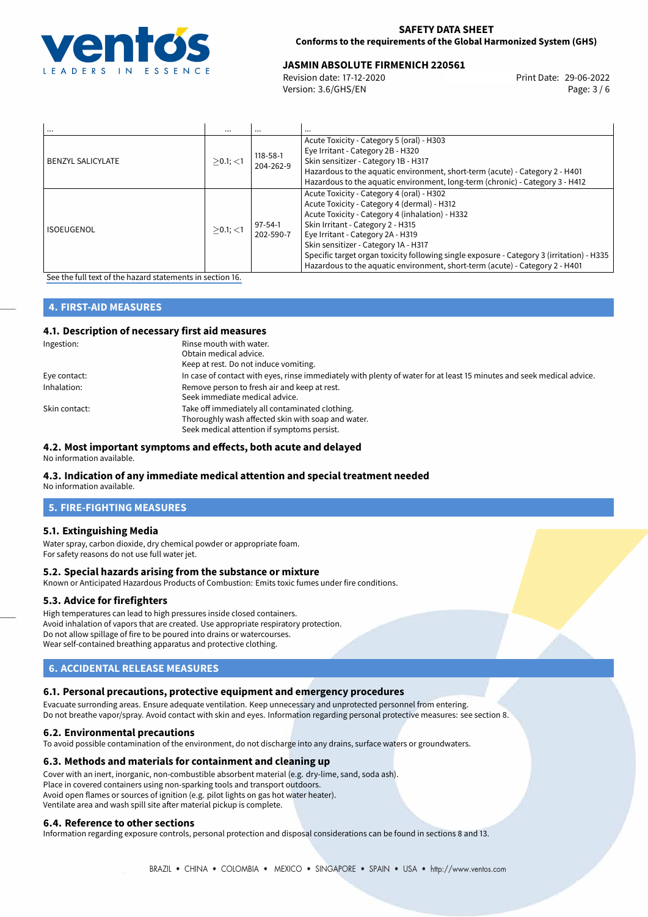| ... | ... | ... | ... |
|---|---|---|---|
| BENZYL SALICYLATE | ≥0.1; <1 | 118-58-1<br>204-262-9 | Acute Toxicity - Category 5 (oral) - H303<br>Eye Irritant - Category 2B - H320<br>Skin sensitizer - Category 1B - H317<br>Hazardous to the aquatic environment, short-term (acute) - Category 2 - H401<br>Hazardous to the aquatic environment, long-term (chronic) - Category 3 - H412 |
| ISOEUGENOL | ≥0.1; <1 | 97-54-1<br>202-590-7 | Acute Toxicity - Category 4 (oral) - H302<br>Acute Toxicity - Category 4 (dermal) - H312<br>Acute Toxicity - Category 4 (inhalation) - H332<br>Skin Irritant - Category 2 - H315<br>Eye Irritant - Category 2A - H319<br>Skin sensitizer - Category 1A - H317<br>Specific target organ toxicity following single exposure - Category 3 (irritation) - H335<br>Hazardous to the aquatic environment, short-term (acute) - Category 2 - H401 |

See the full text of the hazard statements in section 16.

## 4. FIRST-AID MEASURES

### 4.1. Description of necessary first aid measures

| | |
|---|---|
| Ingestion: | Rinse mouth with water.<br>Obtain medical advice.<br>Keep at rest. Do not induce vomiting. |
| Eye contact: | In case of contact with eyes, rinse immediately with plenty of water for at least 15 minutes and seek medical advice. |
| Inhalation: | Remove person to fresh air and keep at rest.<br>Seek immediate medical advice. |
| Skin contact: | Take off immediately all contaminated clothing.<br>Thoroughly wash affected skin with soap and water.<br>Seek medical attention if symptoms persist. |

### 4.2. Most important symptoms and effects, both acute and delayed

No information available.

### 4.3. Indication of any immediate medical attention and special treatment needed

No information available.

## 5. FIRE-FIGHTING MEASURES

### 5.1. Extinguishing Media

Water spray, carbon dioxide, dry chemical powder or appropriate foam.
For safety reasons do not use full water jet.

### 5.2. Special hazards arising from the substance or mixture

Known or Anticipated Hazardous Products of Combustion: Emits toxic fumes under fire conditions.

### 5.3. Advice for firefighters

High temperatures can lead to high pressures inside closed containers.
Avoid inhalation of vapors that are created. Use appropriate respiratory protection.
Do not allow spillage of fire to be poured into drains or watercourses.
Wear self-contained breathing apparatus and protective clothing.

## 6. ACCIDENTAL RELEASE MEASURES

### 6.1. Personal precautions, protective equipment and emergency procedures

Evacuate surrounding areas. Ensure adequate ventilation. Keep unnecessary and unprotected personnel from entering.
Do not breathe vapor/spray. Avoid contact with skin and eyes. Information regarding personal protective measures: see section 8.

### 6.2. Environmental precautions

To avoid possible contamination of the environment, do not discharge into any drains, surface waters or groundwaters.

### 6.3. Methods and materials for containment and cleaning up

Cover with an inert, inorganic, non-combustible absorbent material (e.g. dry-lime, sand, soda ash).
Place in covered containers using non-sparking tools and transport outdoors.
Avoid open flames or sources of ignition (e.g. pilot lights on gas hot water heater).
Ventilate area and wash spill site after material pickup is complete.

### 6.4. Reference to other sections

Information regarding exposure controls, personal protection and disposal considerations can be found in sections 8 and 13.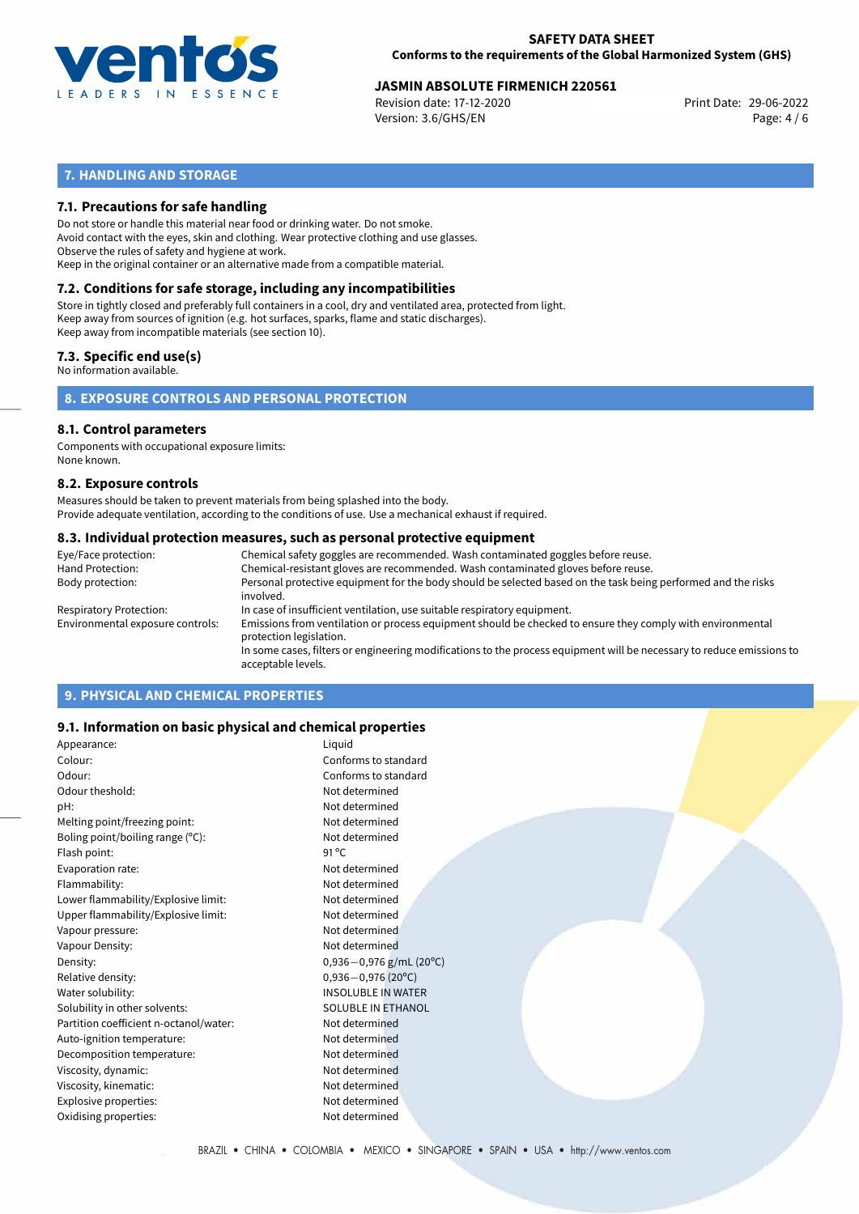## 7. HANDLING AND STORAGE

### 7.1. Precautions for safe handling

Do not store or handle this material near food or drinking water. Do not smoke.
Avoid contact with the eyes, skin and clothing. Wear protective clothing and use glasses.
Observe the rules of safety and hygiene at work.
Keep in the original container or an alternative made from a compatible material.

### 7.2. Conditions for safe storage, including any incompatibilities

Store in tightly closed and preferably full containers in a cool, dry and ventilated area, protected from light.
Keep away from sources of ignition (e.g. hot surfaces, sparks, flame and static discharges).
Keep away from incompatible materials (see section 10).

### 7.3. Specific end use(s)

No information available.

## 8. EXPOSURE CONTROLS AND PERSONAL PROTECTION

### 8.1. Control parameters

Components with occupational exposure limits:
None known.

### 8.2. Exposure controls

Measures should be taken to prevent materials from being splashed into the body.
Provide adequate ventilation, according to the conditions of use. Use a mechanical exhaust if required.

### 8.3. Individual protection measures, such as personal protective equipment

| | |
|---|---|
| Eye/Face protection: | Chemical safety goggles are recommended. Wash contaminated goggles before reuse. |
| Hand Protection: | Chemical-resistant gloves are recommended. Wash contaminated gloves before reuse. |
| Body protection: | Personal protective equipment for the body should be selected based on the task being performed and the risks involved. |
| Respiratory Protection: | In case of insufficient ventilation, use suitable respiratory equipment. |
| Environmental exposure controls: | Emissions from ventilation or process equipment should be checked to ensure they comply with environmental protection legislation. In some cases, filters or engineering modifications to the process equipment will be necessary to reduce emissions to acceptable levels. |

## 9. PHYSICAL AND CHEMICAL PROPERTIES

### 9.1. Information on basic physical and chemical properties

| | |
|---|---|
| Appearance: | Liquid |
| Colour: | Conforms to standard |
| Odour: | Conforms to standard |
| Odour theshold: | Not determined |
| pH: | Not determined |
| Melting point/freezing point: | Not determined |
| Boling point/boiling range (°C): | Not determined |
| Flash point: | 91 °C |
| Evaporation rate: | Not determined |
| Flammability: | Not determined |
| Lower flammability/Explosive limit: | Not determined |
| Upper flammability/Explosive limit: | Not determined |
| Vapour pressure: | Not determined |
| Vapour Density: | Not determined |
| Density: | 0,936−0,976 g/mL (20°C) |
| Relative density: | 0,936−0,976 (20°C) |
| Water solubility: | INSOLUBLE IN WATER |
| Solubility in other solvents: | SOLUBLE IN ETHANOL |
| Partition coefficient n-octanol/water: | Not determined |
| Auto-ignition temperature: | Not determined |
| Decomposition temperature: | Not determined |
| Viscosity, dynamic: | Not determined |
| Viscosity, kinematic: | Not determined |
| Explosive properties: | Not determined |
| Oxidising properties: | Not determined |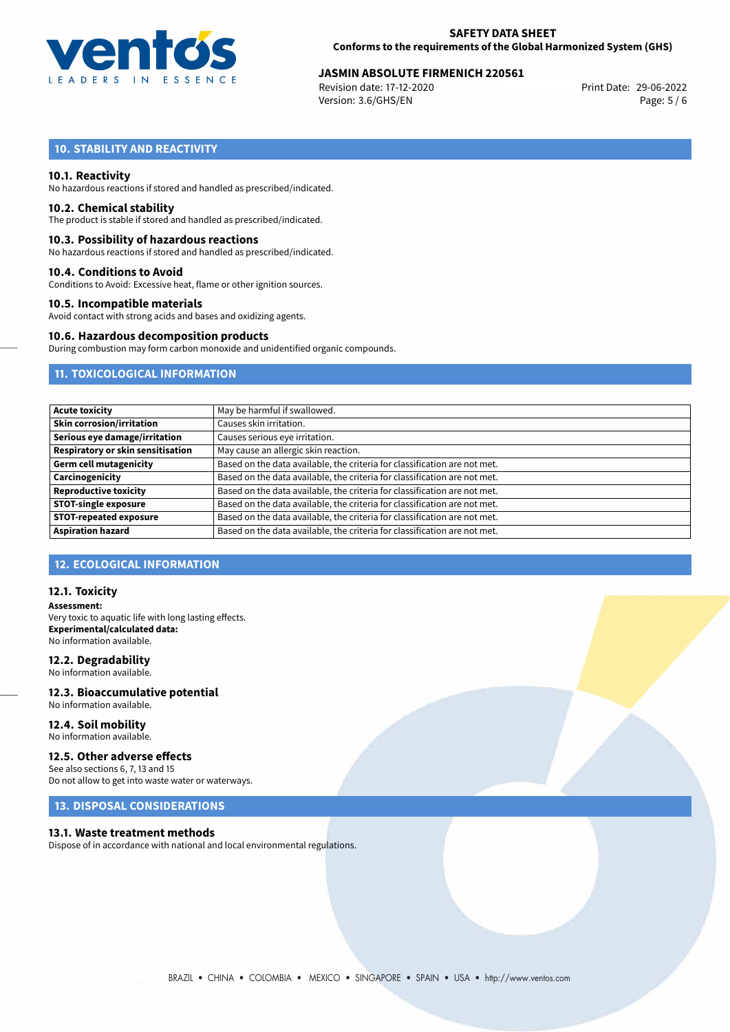## 10. STABILITY AND REACTIVITY

### 10.1. Reactivity
No hazardous reactions if stored and handled as prescribed/indicated.

### 10.2. Chemical stability
The product is stable if stored and handled as prescribed/indicated.

### 10.3. Possibility of hazardous reactions
No hazardous reactions if stored and handled as prescribed/indicated.

### 10.4. Conditions to Avoid
Conditions to Avoid: Excessive heat, flame or other ignition sources.

### 10.5. Incompatible materials
Avoid contact with strong acids and bases and oxidizing agents.

### 10.6. Hazardous decomposition products
During combustion may form carbon monoxide and unidentified organic compounds.

## 11. TOXICOLOGICAL INFORMATION

| | |
|---|---|
| **Acute toxicity** | May be harmful if swallowed. |
| **Skin corrosion/irritation** | Causes skin irritation. |
| **Serious eye damage/irritation** | Causes serious eye irritation. |
| **Respiratory or skin sensitisation** | May cause an allergic skin reaction. |
| **Germ cell mutagenicity** | Based on the data available, the criteria for classification are not met. |
| **Carcinogenicity** | Based on the data available, the criteria for classification are not met. |
| **Reproductive toxicity** | Based on the data available, the criteria for classification are not met. |
| **STOT-single exposure** | Based on the data available, the criteria for classification are not met. |
| **STOT-repeated exposure** | Based on the data available, the criteria for classification are not met. |
| **Aspiration hazard** | Based on the data available, the criteria for classification are not met. |

## 12. ECOLOGICAL INFORMATION

### 12.1. Toxicity
**Assessment:**
Very toxic to aquatic life with long lasting effects.
**Experimental/calculated data:**
No information available.

### 12.2. Degradability
No information available.

### 12.3. Bioaccumulative potential
No information available.

### 12.4. Soil mobility
No information available.

### 12.5. Other adverse effects
See also sections 6, 7, 13 and 15
Do not allow to get into waste water or waterways.

## 13. DISPOSAL CONSIDERATIONS

### 13.1. Waste treatment methods
Dispose of in accordance with national and local environmental regulations.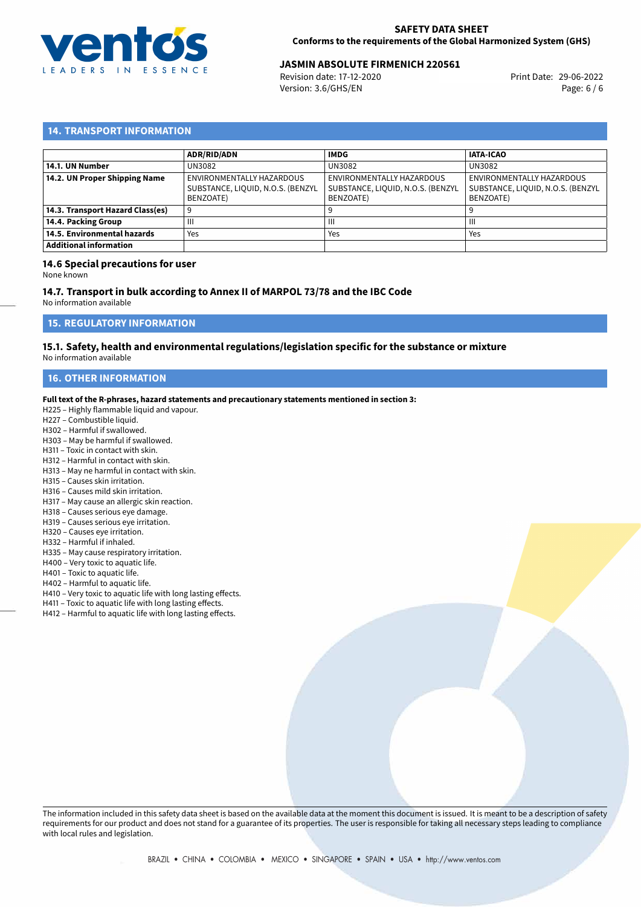## 14. TRANSPORT INFORMATION

| | ADR/RID/ADN | IMDG | IATA-ICAO |
|---|---|---|---|
| **14.1. UN Number** | UN3082 | UN3082 | UN3082 |
| **14.2. UN Proper Shipping Name** | ENVIRONMENTALLY HAZARDOUS SUBSTANCE, LIQUID, N.O.S. (BENZYL BENZOATE) | ENVIRONMENTALLY HAZARDOUS SUBSTANCE, LIQUID, N.O.S. (BENZYL BENZOATE) | ENVIRONMENTALLY HAZARDOUS SUBSTANCE, LIQUID, N.O.S. (BENZYL BENZOATE) |
| **14.3. Transport Hazard Class(es)** | 9 | 9 | 9 |
| **14.4. Packing Group** | III | III | III |
| **14.5. Environmental hazards** | Yes | Yes | Yes |
| **Additional information** | | | |

### 14.6 Special precautions for user

None known

### 14.7. Transport in bulk according to Annex II of MARPOL 73/78 and the IBC Code

No information available

## 15. REGULATORY INFORMATION

### 15.1. Safety, health and environmental regulations/legislation specific for the substance or mixture

No information available

## 16. OTHER INFORMATION

**Full text of the R-phrases, hazard statements and precautionary statements mentioned in section 3:**

H225 – Highly flammable liquid and vapour.
H227 – Combustible liquid.
H302 – Harmful if swallowed.
H303 – May be harmful if swallowed.
H311 – Toxic in contact with skin.
H312 – Harmful in contact with skin.
H313 – May ne harmful in contact with skin.
H315 – Causes skin irritation.
H316 – Causes mild skin irritation.
H317 – May cause an allergic skin reaction.
H318 – Causes serious eye damage.
H319 – Causes serious eye irritation.
H320 – Causes eye irritation.
H332 – Harmful if inhaled.
H335 – May cause respiratory irritation.
H400 – Very toxic to aquatic life.
H401 – Toxic to aquatic life.
H402 – Harmful to aquatic life.
H410 – Very toxic to aquatic life with long lasting effects.
H411 – Toxic to aquatic life with long lasting effects.
H412 – Harmful to aquatic life with long lasting effects.

The information included in this safety data sheet is based on the available data at the moment this document is issued. It is meant to be a description of safety requirements for our product and does not stand for a guarantee of its properties. The user is responsible for taking all necessary steps leading to compliance with local rules and legislation.